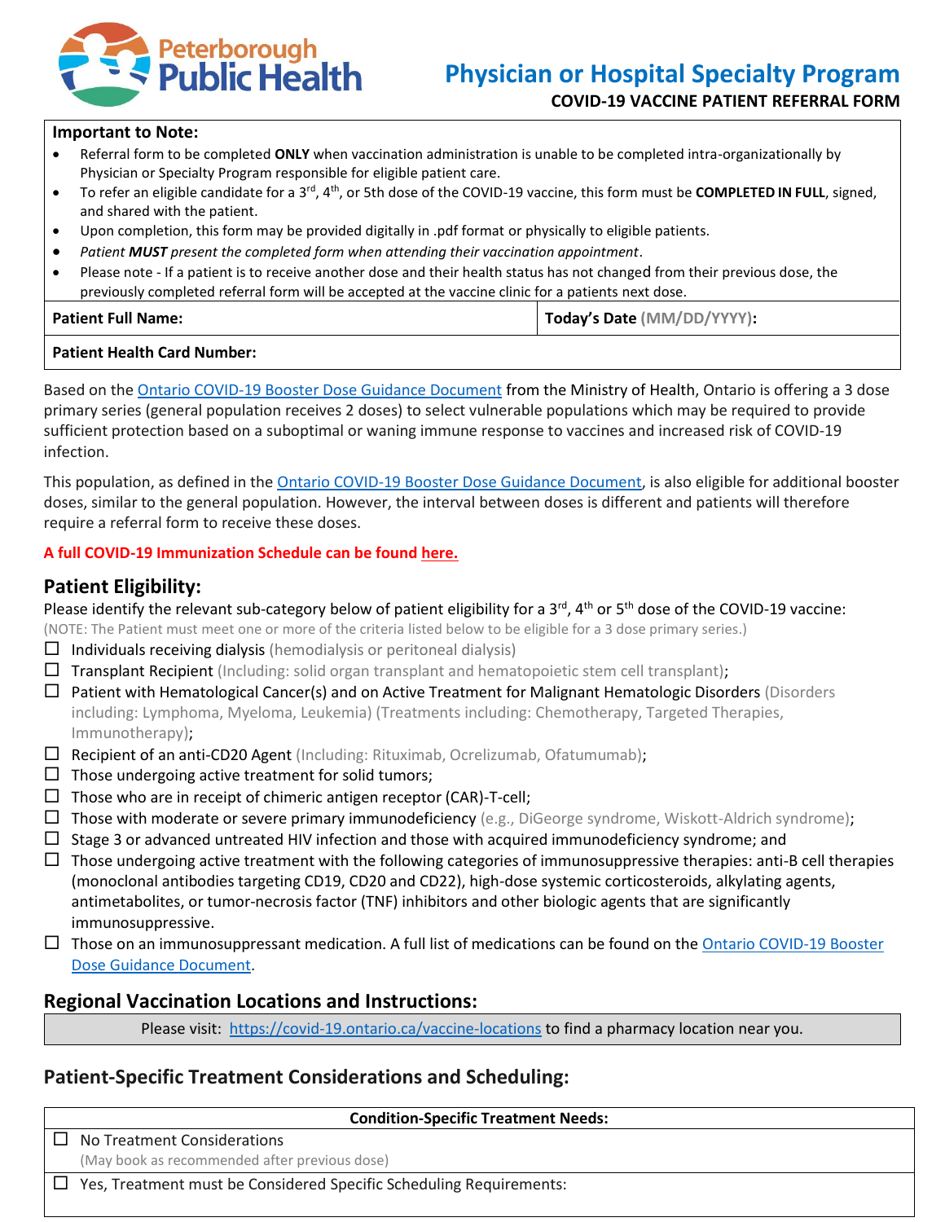Peterborough Public Health

# Physician or Hospital Specialty Program

**COVID-19 VACCINE PATIENT REFERRAL FORM**

**Important to Note:**

- Referral form to be completed **ONLY** when vaccination administration is unable to be completed intra-organizationally by Physician or Specialty Program responsible for eligible patient care.
- To refer an eligible candidate for a 3rd, 4th, or 5th dose of the COVID-19 vaccine, this form must be **COMPLETED IN FULL**, signed, and shared with the patient.
- Upon completion, this form may be provided digitally in .pdf format or physically to eligible patients.
- *Patient **MUST** present the completed form when attending their vaccination appointment*.
- Please note - If a patient is to receive another dose and their health status has not changed from their previous dose, the previously completed referral form will be accepted at the vaccine clinic for a patients next dose.

| **Patient Full Name:** | **Today's Date (MM/DD/YYYY):** |
|---|---|
| **Patient Health Card Number:** | |

Based on the Ontario COVID-19 Booster Dose Guidance Document from the Ministry of Health, Ontario is offering a 3 dose primary series (general population receives 2 doses) to select vulnerable populations which may be required to provide sufficient protection based on a suboptimal or waning immune response to vaccines and increased risk of COVID-19 infection.

This population, as defined in the Ontario COVID-19 Booster Dose Guidance Document, is also eligible for additional booster doses, similar to the general population. However, the interval between doses is different and patients will therefore require a referral form to receive these doses.

**A full COVID-19 Immunization Schedule can be found here.**

## Patient Eligibility:

Please identify the relevant sub-category below of patient eligibility for a 3rd, 4th or 5th dose of the COVID-19 vaccine:

(NOTE: The Patient must meet one or more of the criteria listed below to be eligible for a 3 dose primary series.)

- ☐ Individuals receiving dialysis (hemodialysis or peritoneal dialysis)
- ☐ Transplant Recipient (Including: solid organ transplant and hematopoietic stem cell transplant);
- ☐ Patient with Hematological Cancer(s) and on Active Treatment for Malignant Hematologic Disorders (Disorders including: Lymphoma, Myeloma, Leukemia) (Treatments including: Chemotherapy, Targeted Therapies, Immunotherapy);
- ☐ Recipient of an anti-CD20 Agent (Including: Rituximab, Ocrelizumab, Ofatumumab);
- ☐ Those undergoing active treatment for solid tumors;
- ☐ Those who are in receipt of chimeric antigen receptor (CAR)-T-cell;
- ☐ Those with moderate or severe primary immunodeficiency (e.g., DiGeorge syndrome, Wiskott-Aldrich syndrome);
- ☐ Stage 3 or advanced untreated HIV infection and those with acquired immunodeficiency syndrome; and
- ☐ Those undergoing active treatment with the following categories of immunosuppressive therapies: anti-B cell therapies (monoclonal antibodies targeting CD19, CD20 and CD22), high-dose systemic corticosteroids, alkylating agents, antimetabolites, or tumor-necrosis factor (TNF) inhibitors and other biologic agents that are significantly immunosuppressive.
- ☐ Those on an immunosuppressant medication. A full list of medications can be found on the Ontario COVID-19 Booster Dose Guidance Document.

## Regional Vaccination Locations and Instructions:

Please visit: https://covid-19.ontario.ca/vaccine-locations to find a pharmacy location near you.

## Patient-Specific Treatment Considerations and Scheduling:

| **Condition-Specific Treatment Needs:** |
|---|
| ☐ No Treatment Considerations (May book as recommended after previous dose) |
| ☐ Yes, Treatment must be Considered Specific Scheduling Requirements: |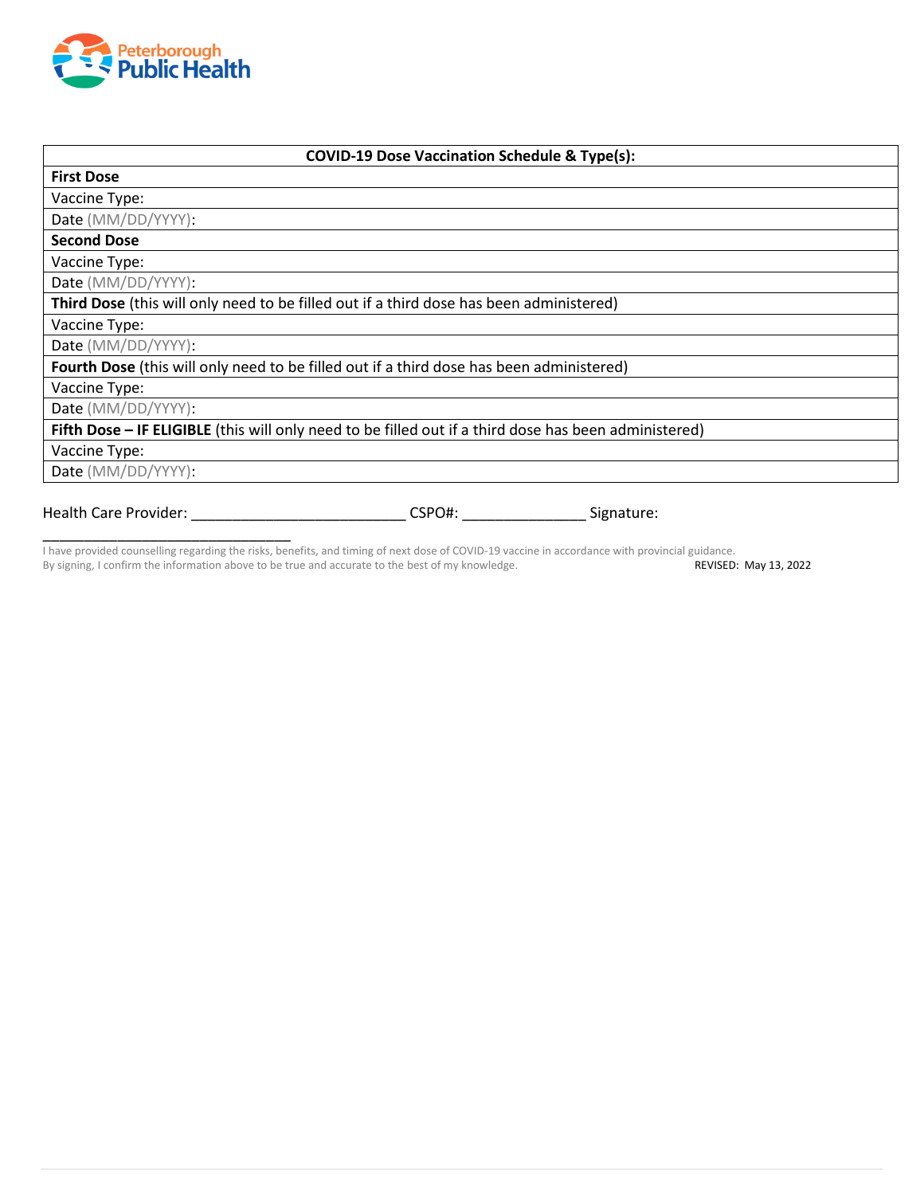| COVID-19 Dose Vaccination Schedule & Type(s): |
|---|
| **First Dose** |
| Vaccine Type: |
| Date (MM/DD/YYYY): |
| **Second Dose** |
| Vaccine Type: |
| Date (MM/DD/YYYY): |
| **Third Dose** (this will only need to be filled out if a third dose has been administered) |
| Vaccine Type: |
| Date (MM/DD/YYYY): |
| **Fourth Dose** (this will only need to be filled out if a third dose has been administered) |
| Vaccine Type: |
| Date (MM/DD/YYYY): |
| **Fifth Dose – IF ELIGIBLE** (this will only need to be filled out if a third dose has been administered) |
| Vaccine Type: |
| Date (MM/DD/YYYY): |

Health Care Provider: __________________________ CSPO#: _______________ Signature: ______________________________

I have provided counselling regarding the risks, benefits, and timing of next dose of COVID-19 vaccine in accordance with provincial guidance.
By signing, I confirm the information above to be true and accurate to the best of my knowledge.

REVISED: May 13, 2022